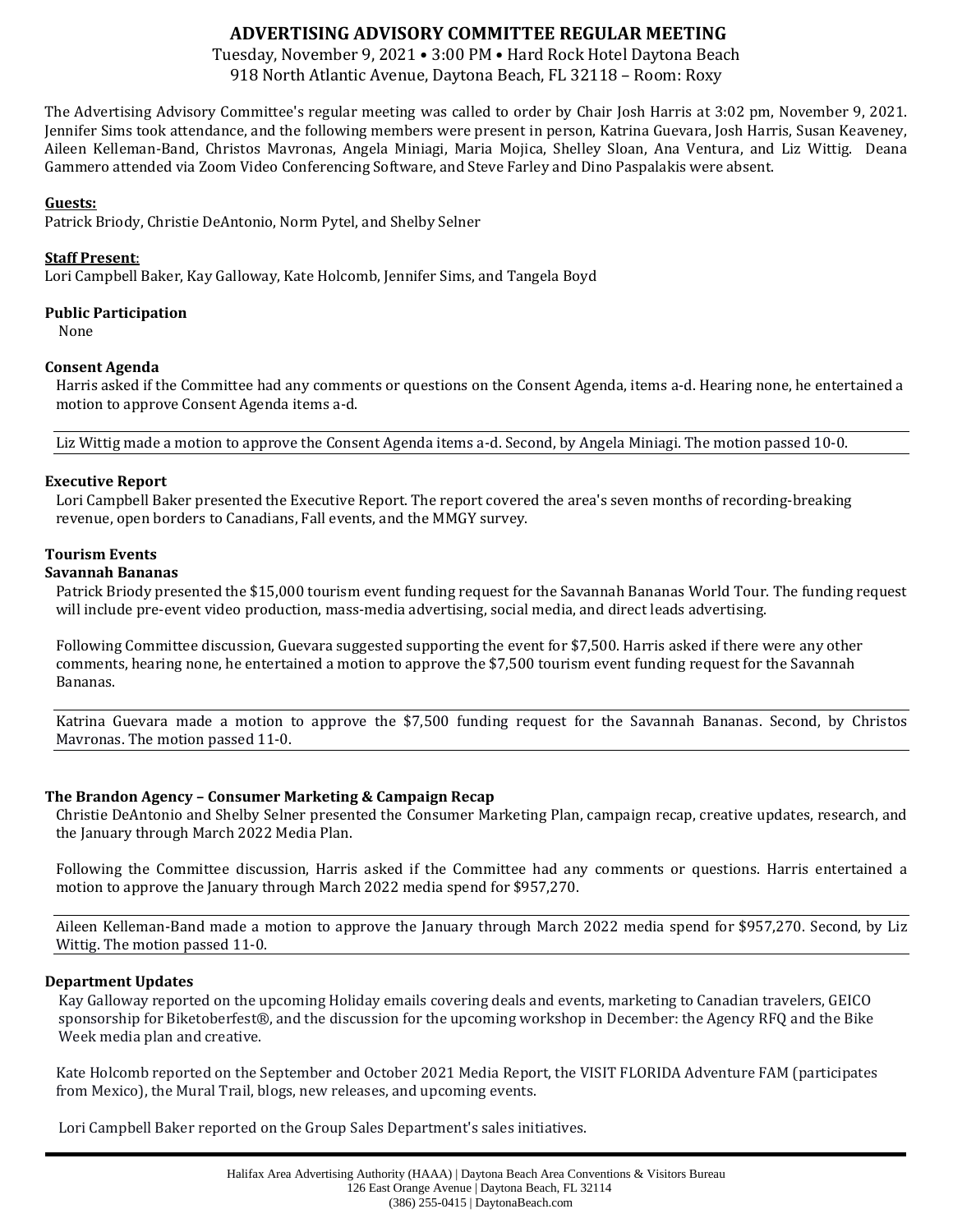# ADVERTISING ADVISORY COMMITTEE REGULAR MEETING

Tuesday, November 9, 2021 • 3:00 PM • Hard Rock Hotel Daytona Beach
918 North Atlantic Avenue, Daytona Beach, FL 32118 – Room: Roxy

The Advertising Advisory Committee's regular meeting was called to order by Chair Josh Harris at 3:02 pm, November 9, 2021. Jennifer Sims took attendance, and the following members were present in person, Katrina Guevara, Josh Harris, Susan Keaveney, Aileen Kelleman-Band, Christos Mavronas, Angela Miniagi, Maria Mojica, Shelley Sloan, Ana Ventura, and Liz Wittig. Deana Gammero attended via Zoom Video Conferencing Software, and Steve Farley and Dino Paspalakis were absent.

**Guests:**
Patrick Briody, Christie DeAntonio, Norm Pytel, and Shelby Selner

**Staff Present:**
Lori Campbell Baker, Kay Galloway, Kate Holcomb, Jennifer Sims, and Tangela Boyd

**Public Participation**

None

**Consent Agenda**

Harris asked if the Committee had any comments or questions on the Consent Agenda, items a-d. Hearing none, he entertained a motion to approve Consent Agenda items a-d.

Liz Wittig made a motion to approve the Consent Agenda items a-d. Second, by Angela Miniagi. The motion passed 10-0.

**Executive Report**

Lori Campbell Baker presented the Executive Report. The report covered the area's seven months of recording-breaking revenue, open borders to Canadians, Fall events, and the MMGY survey.

**Tourism Events**

**Savannah Bananas**

Patrick Briody presented the $15,000 tourism event funding request for the Savannah Bananas World Tour. The funding request will include pre-event video production, mass-media advertising, social media, and direct leads advertising.

Following Committee discussion, Guevara suggested supporting the event for $7,500. Harris asked if there were any other comments, hearing none, he entertained a motion to approve the $7,500 tourism event funding request for the Savannah Bananas.

Katrina Guevara made a motion to approve the $7,500 funding request for the Savannah Bananas. Second, by Christos Mavronas. The motion passed 11-0.

**The Brandon Agency – Consumer Marketing & Campaign Recap**

Christie DeAntonio and Shelby Selner presented the Consumer Marketing Plan, campaign recap, creative updates, research, and the January through March 2022 Media Plan.

Following the Committee discussion, Harris asked if the Committee had any comments or questions. Harris entertained a motion to approve the January through March 2022 media spend for $957,270.

Aileen Kelleman-Band made a motion to approve the January through March 2022 media spend for $957,270. Second, by Liz Wittig. The motion passed 11-0.

**Department Updates**

Kay Galloway reported on the upcoming Holiday emails covering deals and events, marketing to Canadian travelers, GEICO sponsorship for Biketoberfest®, and the discussion for the upcoming workshop in December: the Agency RFQ and the Bike Week media plan and creative.

Kate Holcomb reported on the September and October 2021 Media Report, the VISIT FLORIDA Adventure FAM (participates from Mexico), the Mural Trail, blogs, new releases, and upcoming events.

Lori Campbell Baker reported on the Group Sales Department's sales initiatives.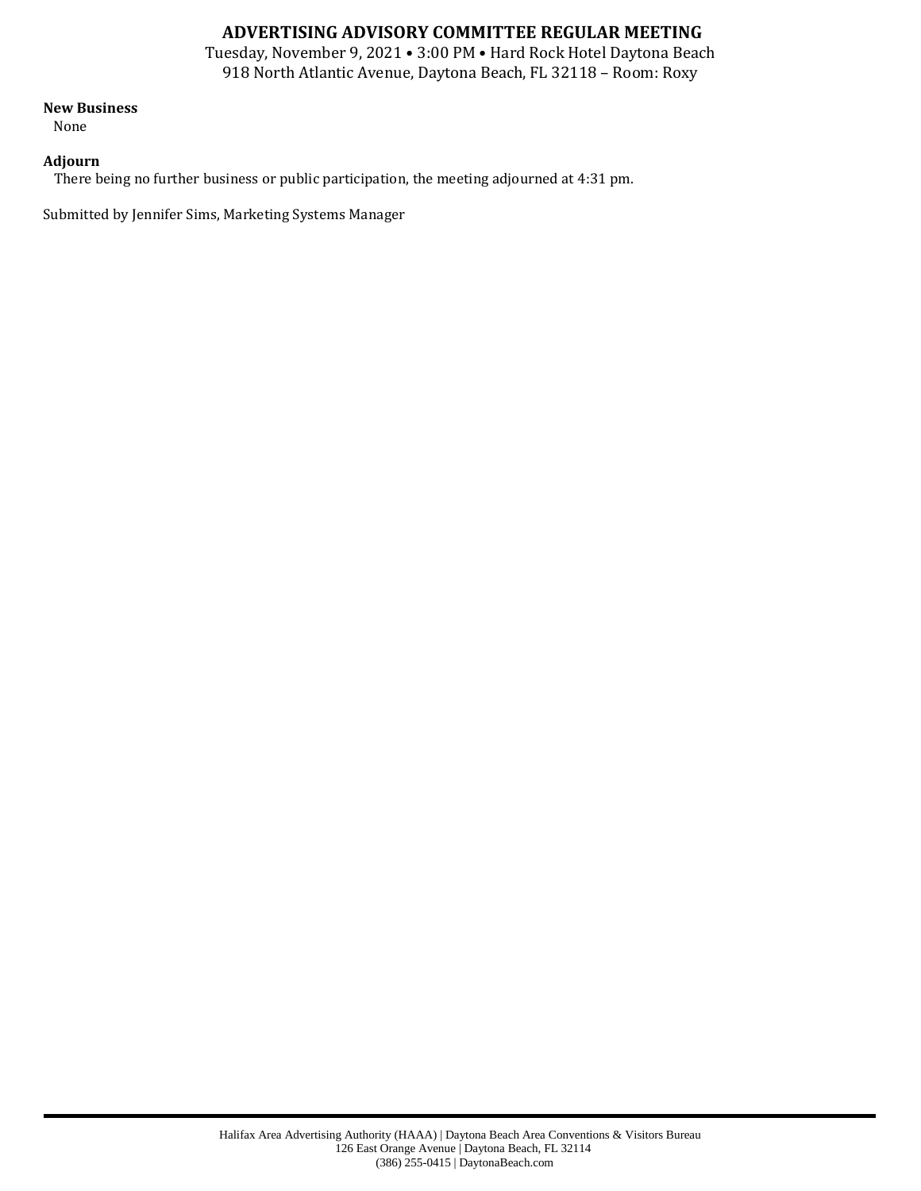**New Business**

None

**Adjourn**

There being no further business or public participation, the meeting adjourned at 4:31 pm.

Submitted by Jennifer Sims, Marketing Systems Manager